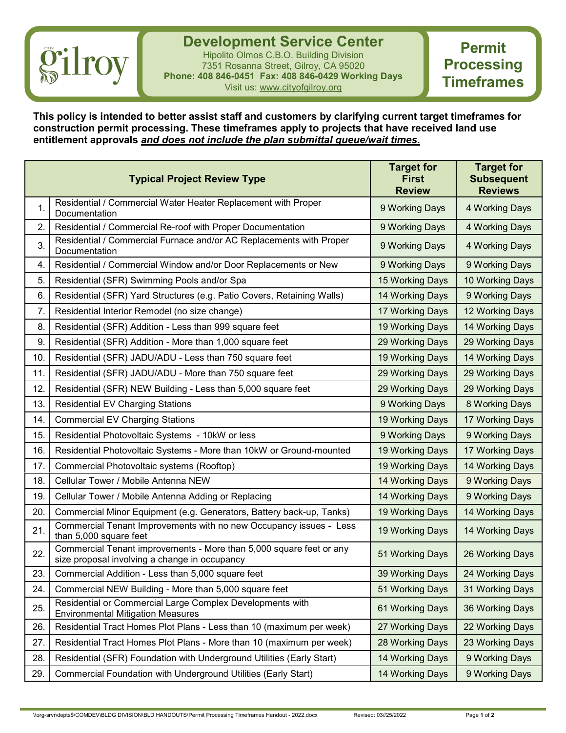# Development Service Center

Hipolito Olmos C.B.O. Building Division
7351 Rosanna Street, Gilroy, CA 95020
**Phone: 408 846-0451 Fax: 408 846-0429 Working Days**
Visit us: www.cityofgilroy.org

# Permit Processing Timeframes

**This policy is intended to better assist staff and customers by clarifying current target timeframes for construction permit processing. These timeframes apply to projects that have received land use entitlement approvals *and does not include the plan submittal queue/wait times*.**

| | Typical Project Review Type | Target for First Review | Target for Subsequent Reviews |
|---|---|---|---|
| 1. | Residential / Commercial Water Heater Replacement with Proper Documentation | 9 Working Days | 4 Working Days |
| 2. | Residential / Commercial Re-roof with Proper Documentation | 9 Working Days | 4 Working Days |
| 3. | Residential / Commercial Furnace and/or AC Replacements with Proper Documentation | 9 Working Days | 4 Working Days |
| 4. | Residential / Commercial Window and/or Door Replacements or New | 9 Working Days | 9 Working Days |
| 5. | Residential (SFR) Swimming Pools and/or Spa | 15 Working Days | 10 Working Days |
| 6. | Residential (SFR) Yard Structures (e.g. Patio Covers, Retaining Walls) | 14 Working Days | 9 Working Days |
| 7. | Residential Interior Remodel (no size change) | 17 Working Days | 12 Working Days |
| 8. | Residential (SFR) Addition - Less than 999 square feet | 19 Working Days | 14 Working Days |
| 9. | Residential (SFR) Addition - More than 1,000 square feet | 29 Working Days | 29 Working Days |
| 10. | Residential (SFR) JADU/ADU - Less than 750 square feet | 19 Working Days | 14 Working Days |
| 11. | Residential (SFR) JADU/ADU - More than 750 square feet | 29 Working Days | 29 Working Days |
| 12. | Residential (SFR) NEW Building - Less than 5,000 square feet | 29 Working Days | 29 Working Days |
| 13. | Residential EV Charging Stations | 9 Working Days | 8 Working Days |
| 14. | Commercial EV Charging Stations | 19 Working Days | 17 Working Days |
| 15. | Residential Photovoltaic Systems - 10kW or less | 9 Working Days | 9 Working Days |
| 16. | Residential Photovoltaic Systems - More than 10kW or Ground-mounted | 19 Working Days | 17 Working Days |
| 17. | Commercial Photovoltaic systems (Rooftop) | 19 Working Days | 14 Working Days |
| 18. | Cellular Tower / Mobile Antenna NEW | 14 Working Days | 9 Working Days |
| 19. | Cellular Tower / Mobile Antenna Adding or Replacing | 14 Working Days | 9 Working Days |
| 20. | Commercial Minor Equipment (e.g. Generators, Battery back-up, Tanks) | 19 Working Days | 14 Working Days |
| 21. | Commercial Tenant Improvements with no new Occupancy issues - Less than 5,000 square feet | 19 Working Days | 14 Working Days |
| 22. | Commercial Tenant improvements - More than 5,000 square feet or any size proposal involving a change in occupancy | 51 Working Days | 26 Working Days |
| 23. | Commercial Addition - Less than 5,000 square feet | 39 Working Days | 24 Working Days |
| 24. | Commercial NEW Building - More than 5,000 square feet | 51 Working Days | 31 Working Days |
| 25. | Residential or Commercial Large Complex Developments with Environmental Mitigation Measures | 61 Working Days | 36 Working Days |
| 26. | Residential Tract Homes Plot Plans - Less than 10 (maximum per week) | 27 Working Days | 22 Working Days |
| 27. | Residential Tract Homes Plot Plans - More than 10 (maximum per week) | 28 Working Days | 23 Working Days |
| 28. | Residential (SFR) Foundation with Underground Utilities (Early Start) | 14 Working Days | 9 Working Days |
| 29. | Commercial Foundation with Underground Utilities (Early Start) | 14 Working Days | 9 Working Days |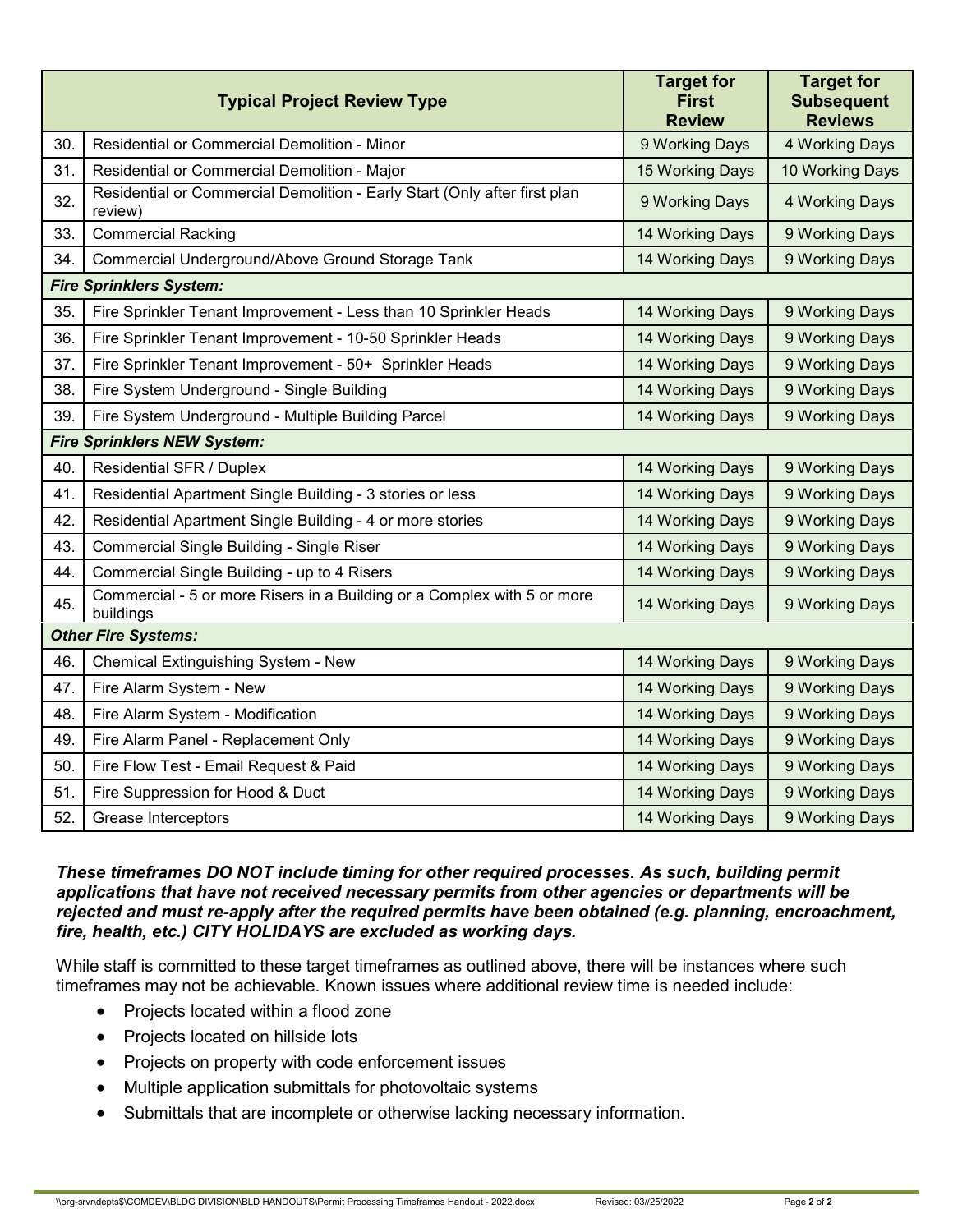| | Typical Project Review Type | Target for First Review | Target for Subsequent Reviews |
|---|---|---|---|
| 30. | Residential or Commercial Demolition - Minor | 9 Working Days | 4 Working Days |
| 31. | Residential or Commercial Demolition - Major | 15 Working Days | 10 Working Days |
| 32. | Residential or Commercial Demolition - Early Start (Only after first plan review) | 9 Working Days | 4 Working Days |
| 33. | Commercial Racking | 14 Working Days | 9 Working Days |
| 34. | Commercial Underground/Above Ground Storage Tank | 14 Working Days | 9 Working Days |
| ***Fire Sprinklers System:*** | | | |
| 35. | Fire Sprinkler Tenant Improvement - Less than 10 Sprinkler Heads | 14 Working Days | 9 Working Days |
| 36. | Fire Sprinkler Tenant Improvement - 10-50 Sprinkler Heads | 14 Working Days | 9 Working Days |
| 37. | Fire Sprinkler Tenant Improvement - 50+ Sprinkler Heads | 14 Working Days | 9 Working Days |
| 38. | Fire System Underground - Single Building | 14 Working Days | 9 Working Days |
| 39. | Fire System Underground - Multiple Building Parcel | 14 Working Days | 9 Working Days |
| ***Fire Sprinklers NEW System:*** | | | |
| 40. | Residential SFR / Duplex | 14 Working Days | 9 Working Days |
| 41. | Residential Apartment Single Building - 3 stories or less | 14 Working Days | 9 Working Days |
| 42. | Residential Apartment Single Building - 4 or more stories | 14 Working Days | 9 Working Days |
| 43. | Commercial Single Building - Single Riser | 14 Working Days | 9 Working Days |
| 44. | Commercial Single Building - up to 4 Risers | 14 Working Days | 9 Working Days |
| 45. | Commercial - 5 or more Risers in a Building or a Complex with 5 or more buildings | 14 Working Days | 9 Working Days |
| ***Other Fire Systems:*** | | | |
| 46. | Chemical Extinguishing System - New | 14 Working Days | 9 Working Days |
| 47. | Fire Alarm System - New | 14 Working Days | 9 Working Days |
| 48. | Fire Alarm System - Modification | 14 Working Days | 9 Working Days |
| 49. | Fire Alarm Panel - Replacement Only | 14 Working Days | 9 Working Days |
| 50. | Fire Flow Test - Email Request & Paid | 14 Working Days | 9 Working Days |
| 51. | Fire Suppression for Hood & Duct | 14 Working Days | 9 Working Days |
| 52. | Grease Interceptors | 14 Working Days | 9 Working Days |

***These timeframes DO NOT include timing for other required processes. As such, building permit applications that have not received necessary permits from other agencies or departments will be rejected and must re-apply after the required permits have been obtained (e.g. planning, encroachment, fire, health, etc.) CITY HOLIDAYS are excluded as working days.***

While staff is committed to these target timeframes as outlined above, there will be instances where such timeframes may not be achievable. Known issues where additional review time is needed include:

- Projects located within a flood zone
- Projects located on hillside lots
- Projects on property with code enforcement issues
- Multiple application submittals for photovoltaic systems
- Submittals that are incomplete or otherwise lacking necessary information.